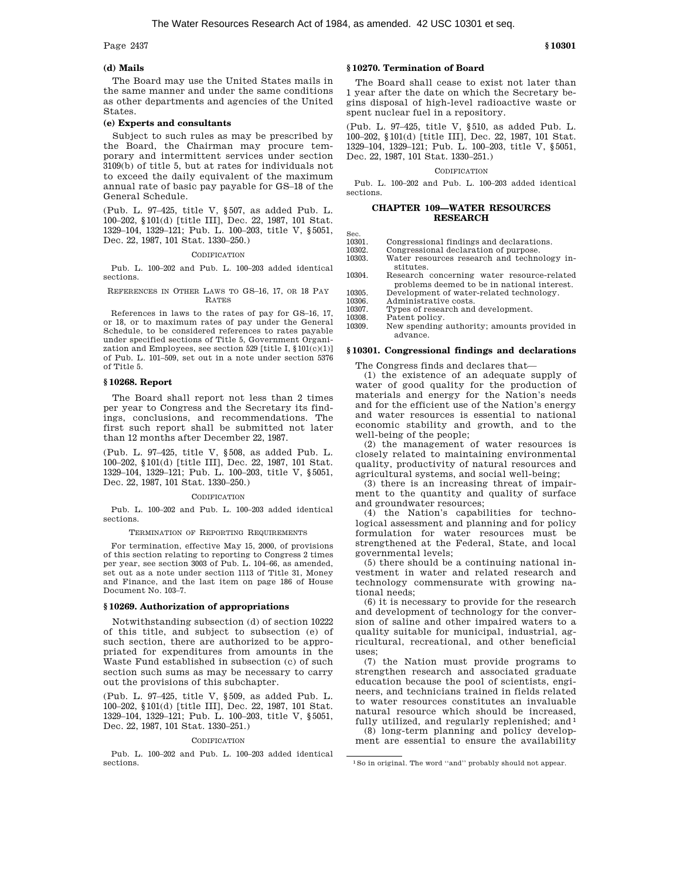The Water Resources Research Act of 1984, as amended. 42 USC 10301 et seq.

**(d) Mails**

The Board may use the United States mails in the same manner and under the same conditions as other departments and agencies of the United States.

**(e) Experts and consultants**

Subject to such rules as may be prescribed by the Board, the Chairman may procure temporary and intermittent services under section 3109(b) of title 5, but at rates for individuals not to exceed the daily equivalent of the maximum annual rate of basic pay payable for GS–18 of the General Schedule.

(Pub. L. 97–425, title V, §507, as added Pub. L. 100–202, §101(d) [title III], Dec. 22, 1987, 101 Stat. 1329–104, 1329–121; Pub. L. 100–203, title V, §5051, Dec. 22, 1987, 101 Stat. 1330–250.)

CODIFICATION

Pub. L. 100–202 and Pub. L. 100–203 added identical sections.

REFERENCES IN OTHER LAWS TO GS–16, 17, OR 18 PAY RATES

References in laws to the rates of pay for GS–16, 17, or 18, or to maximum rates of pay under the General Schedule, to be considered references to rates payable under specified sections of Title 5, Government Organization and Employees, see section 529 [title I, §101(c)(1)] of Pub. L. 101–509, set out in a note under section 5376 of Title 5.

### § 10268. Report

The Board shall report not less than 2 times per year to Congress and the Secretary its findings, conclusions, and recommendations. The first such report shall be submitted not later than 12 months after December 22, 1987.

(Pub. L. 97–425, title V, §508, as added Pub. L. 100–202, §101(d) [title III], Dec. 22, 1987, 101 Stat. 1329–104, 1329–121; Pub. L. 100–203, title V, §5051, Dec. 22, 1987, 101 Stat. 1330–250.)

CODIFICATION

Pub. L. 100–202 and Pub. L. 100–203 added identical sections.

TERMINATION OF REPORTING REQUIREMENTS

For termination, effective May 15, 2000, of provisions of this section relating to reporting to Congress 2 times per year, see section 3003 of Pub. L. 104–66, as amended, set out as a note under section 1113 of Title 31, Money and Finance, and the last item on page 186 of House Document No. 103–7.

### § 10269. Authorization of appropriations

Notwithstanding subsection (d) of section 10222 of this title, and subject to subsection (e) of such section, there are authorized to be appropriated for expenditures from amounts in the Waste Fund established in subsection (c) of such section such sums as may be necessary to carry out the provisions of this subchapter.

(Pub. L. 97–425, title V, §509, as added Pub. L. 100–202, §101(d) [title III], Dec. 22, 1987, 101 Stat. 1329–104, 1329–121; Pub. L. 100–203, title V, §5051, Dec. 22, 1987, 101 Stat. 1330–251.)

CODIFICATION

Pub. L. 100–202 and Pub. L. 100–203 added identical sections.

### § 10270. Termination of Board

The Board shall cease to exist not later than 1 year after the date on which the Secretary begins disposal of high-level radioactive waste or spent nuclear fuel in a repository.

(Pub. L. 97–425, title V, §510, as added Pub. L. 100–202, §101(d) [title III], Dec. 22, 1987, 101 Stat. 1329–104, 1329–121; Pub. L. 100–203, title V, §5051, Dec. 22, 1987, 101 Stat. 1330–251.)

CODIFICATION

Pub. L. 100–202 and Pub. L. 100–203 added identical sections.

## CHAPTER 109—WATER RESOURCES RESEARCH

| Sec. | |
|---|---|
| 10301. | Congressional findings and declarations. |
| 10302. | Congressional declaration of purpose. |
| 10303. | Water resources research and technology institutes. |
| 10304. | Research concerning water resource-related problems deemed to be in national interest. |
| 10305. | Development of water-related technology. |
| 10306. | Administrative costs. |
| 10307. | Types of research and development. |
| 10308. | Patent policy. |
| 10309. | New spending authority; amounts provided in advance. |

### § 10301. Congressional findings and declarations

The Congress finds and declares that—

(1) the existence of an adequate supply of water of good quality for the production of materials and energy for the Nation's needs and for the efficient use of the Nation's energy and water resources is essential to national economic stability and growth, and to the well-being of the people;

(2) the management of water resources is closely related to maintaining environmental quality, productivity of natural resources and agricultural systems, and social well-being;

(3) there is an increasing threat of impairment to the quantity and quality of surface and groundwater resources;

(4) the Nation's capabilities for technological assessment and planning and for policy formulation for water resources must be strengthened at the Federal, State, and local governmental levels;

(5) there should be a continuing national investment in water and related research and technology commensurate with growing national needs;

(6) it is necessary to provide for the research and development of technology for the conversion of saline and other impaired waters to a quality suitable for municipal, industrial, agricultural, recreational, and other beneficial uses;

(7) the Nation must provide programs to strengthen research and associated graduate education because the pool of scientists, engineers, and technicians trained in fields related to water resources constitutes an invaluable natural resource which should be increased, fully utilized, and regularly replenished; and[1]

(8) long-term planning and policy development are essential to ensure the availability

[1] So in original. The word "and" probably should not appear.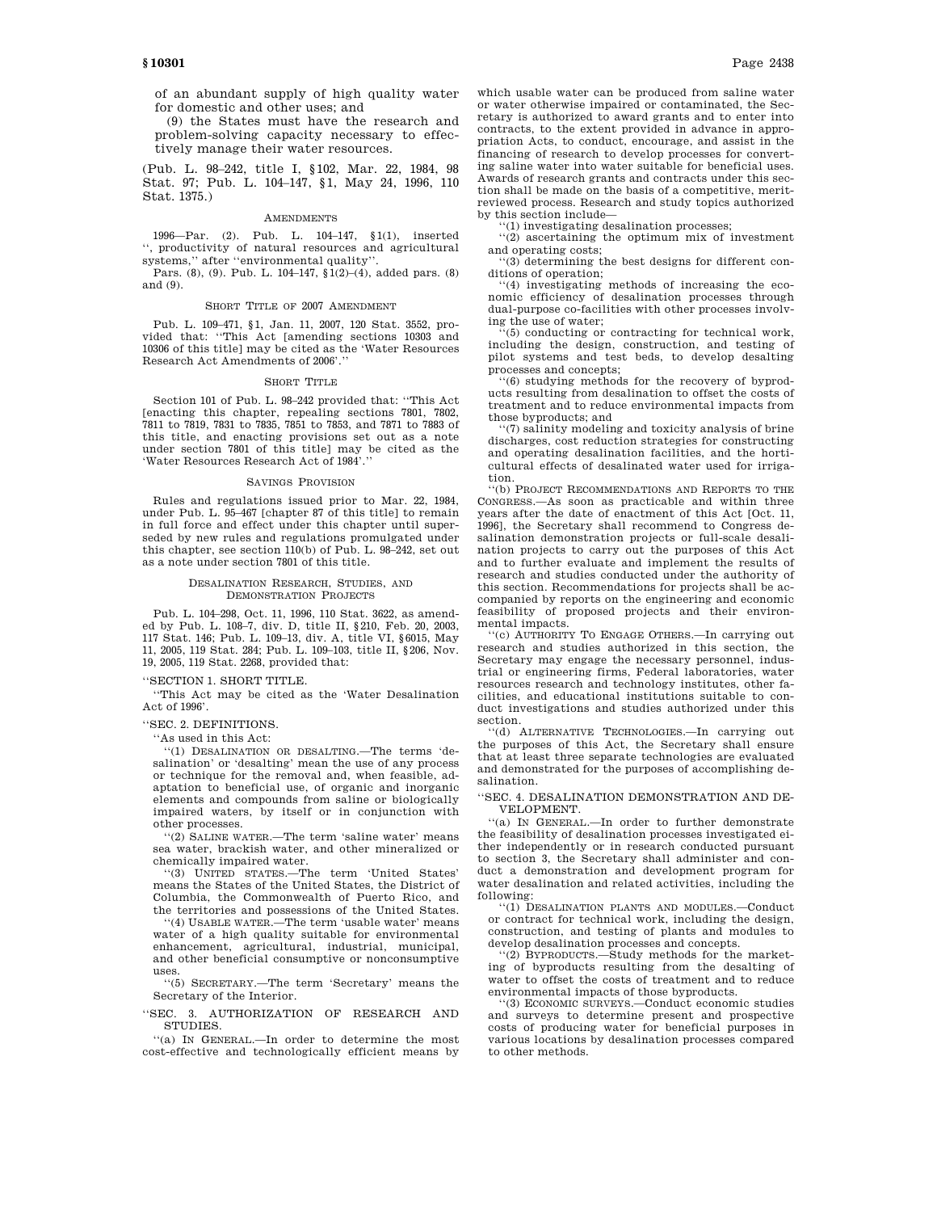of an abundant supply of high quality water for domestic and other uses; and

(9) the States must have the research and problem-solving capacity necessary to effectively manage their water resources.

(Pub. L. 98–242, title I, §102, Mar. 22, 1984, 98 Stat. 97; Pub. L. 104–147, §1, May 24, 1996, 110 Stat. 1375.)

AMENDMENTS

1996—Par. (2). Pub. L. 104–147, §1(1), inserted '', productivity of natural resources and agricultural systems,'' after ''environmental quality''.

Pars. (8), (9). Pub. L. 104–147, §1(2)–(4), added pars. (8) and (9).

SHORT TITLE OF 2007 AMENDMENT

Pub. L. 109–471, §1, Jan. 11, 2007, 120 Stat. 3552, provided that: ''This Act [amending sections 10303 and 10306 of this title] may be cited as the 'Water Resources Research Act Amendments of 2006'.''

SHORT TITLE

Section 101 of Pub. L. 98–242 provided that: ''This Act [enacting this chapter, repealing sections 7801, 7802, 7811 to 7819, 7831 to 7835, 7851 to 7853, and 7871 to 7883 of this title, and enacting provisions set out as a note under section 7801 of this title] may be cited as the 'Water Resources Research Act of 1984'.''

SAVINGS PROVISION

Rules and regulations issued prior to Mar. 22, 1984, under Pub. L. 95–467 [chapter 87 of this title] to remain in full force and effect under this chapter until superseded by new rules and regulations promulgated under this chapter, see section 110(b) of Pub. L. 98–242, set out as a note under section 7801 of this title.

DESALINATION RESEARCH, STUDIES, AND DEMONSTRATION PROJECTS

Pub. L. 104–298, Oct. 11, 1996, 110 Stat. 3622, as amended by Pub. L. 108–7, div. D, title II, §210, Feb. 20, 2003, 117 Stat. 146; Pub. L. 109–13, div. A, title VI, §6015, May 11, 2005, 119 Stat. 284; Pub. L. 109–103, title II, §206, Nov. 19, 2005, 119 Stat. 2268, provided that:

''SECTION 1. SHORT TITLE.

''This Act may be cited as the 'Water Desalination Act of 1996'.

''SEC. 2. DEFINITIONS.

''As used in this Act:

''(1) DESALINATION OR DESALTING.—The terms 'desalination' or 'desalting' mean the use of any process or technique for the removal and, when feasible, adaptation to beneficial use, of organic and inorganic elements and compounds from saline or biologically impaired waters, by itself or in conjunction with other processes.

''(2) SALINE WATER.—The term 'saline water' means sea water, brackish water, and other mineralized or chemically impaired water.

''(3) UNITED STATES.—The term 'United States' means the States of the United States, the District of Columbia, the Commonwealth of Puerto Rico, and the territories and possessions of the United States.

''(4) USABLE WATER.—The term 'usable water' means water of a high quality suitable for environmental enhancement, agricultural, industrial, municipal, and other beneficial consumptive or nonconsumptive uses.

''(5) SECRETARY.—The term 'Secretary' means the Secretary of the Interior.

''SEC. 3. AUTHORIZATION OF RESEARCH AND STUDIES.

''(a) IN GENERAL.—In order to determine the most cost-effective and technologically efficient means by which usable water can be produced from saline water or water otherwise impaired or contaminated, the Secretary is authorized to award grants and to enter into contracts, to the extent provided in advance in appropriation Acts, to conduct, encourage, and assist in the financing of research to develop processes for converting saline water into water suitable for beneficial uses. Awards of research grants and contracts under this section shall be made on the basis of a competitive, merit-reviewed process. Research and study topics authorized by this section include—

''(1) investigating desalination processes;

''(2) ascertaining the optimum mix of investment and operating costs;

''(3) determining the best designs for different conditions of operation;

''(4) investigating methods of increasing the economic efficiency of desalination processes through dual-purpose co-facilities with other processes involving the use of water;

''(5) conducting or contracting for technical work, including the design, construction, and testing of pilot systems and test beds, to develop desalting processes and concepts;

''(6) studying methods for the recovery of byproducts resulting from desalination to offset the costs of treatment and to reduce environmental impacts from those byproducts; and

''(7) salinity modeling and toxicity analysis of brine discharges, cost reduction strategies for constructing and operating desalination facilities, and the horticultural effects of desalinated water used for irrigation.

''(b) PROJECT RECOMMENDATIONS AND REPORTS TO THE CONGRESS.—As soon as practicable and within three years after the date of enactment of this Act [Oct. 11, 1996], the Secretary shall recommend to Congress desalination demonstration projects or full-scale desalination projects to carry out the purposes of this Act and to further evaluate and implement the results of research and studies conducted under the authority of this section. Recommendations for projects shall be accompanied by reports on the engineering and economic feasibility of proposed projects and their environmental impacts.

''(c) AUTHORITY TO ENGAGE OTHERS.—In carrying out research and studies authorized in this section, the Secretary may engage the necessary personnel, industrial or engineering firms, Federal laboratories, water resources research and technology institutes, other facilities, and educational institutions suitable to conduct investigations and studies authorized under this section.

''(d) ALTERNATIVE TECHNOLOGIES.—In carrying out the purposes of this Act, the Secretary shall ensure that at least three separate technologies are evaluated and demonstrated for the purposes of accomplishing desalination.

''SEC. 4. DESALINATION DEMONSTRATION AND DEVELOPMENT.

''(a) IN GENERAL.—In order to further demonstrate the feasibility of desalination processes investigated either independently or in research conducted pursuant to section 3, the Secretary shall administer and conduct a demonstration and development program for water desalination and related activities, including the following:

''(1) DESALINATION PLANTS AND MODULES.—Conduct or contract for technical work, including the design, construction, and testing of plants and modules to develop desalination processes and concepts.

''(2) BYPRODUCTS.—Study methods for the marketing of byproducts resulting from the desalting of water to offset the costs of treatment and to reduce environmental impacts of those byproducts.

''(3) ECONOMIC SURVEYS.—Conduct economic studies and surveys to determine present and prospective costs of producing water for beneficial purposes in various locations by desalination processes compared to other methods.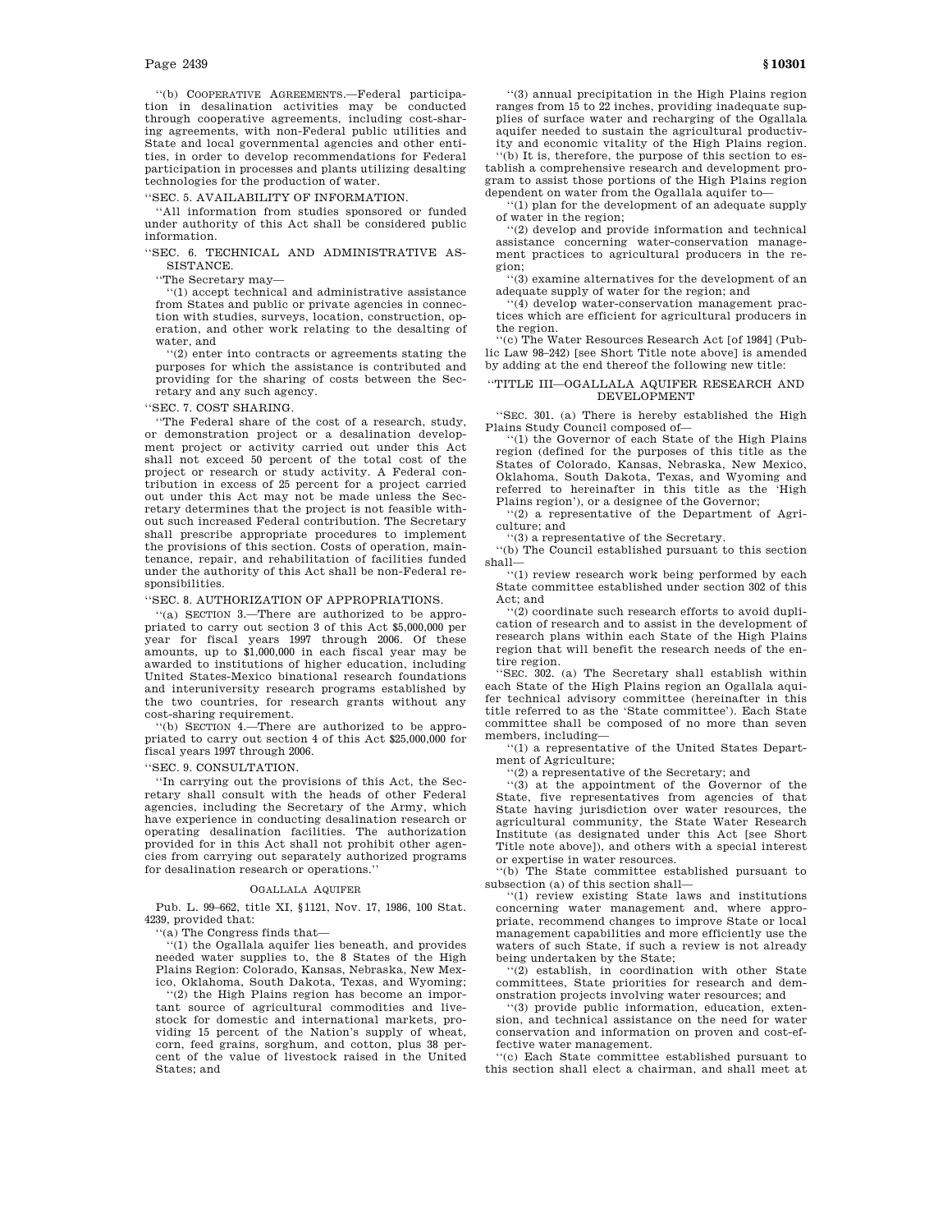''(b) COOPERATIVE AGREEMENTS.—Federal participation in desalination activities may be conducted through cooperative agreements, including cost-sharing agreements, with non-Federal public utilities and State and local governmental agencies and other entities, in order to develop recommendations for Federal participation in processes and plants utilizing desalting technologies for the production of water.

''SEC. 5. AVAILABILITY OF INFORMATION.

''All information from studies sponsored or funded under authority of this Act shall be considered public information.

''SEC. 6. TECHNICAL AND ADMINISTRATIVE ASSISTANCE.

''The Secretary may—

''(1) accept technical and administrative assistance from States and public or private agencies in connection with studies, surveys, location, construction, operation, and other work relating to the desalting of water, and

''(2) enter into contracts or agreements stating the purposes for which the assistance is contributed and providing for the sharing of costs between the Secretary and any such agency.

''SEC. 7. COST SHARING.

''The Federal share of the cost of a research, study, or demonstration project or a desalination development project or activity carried out under this Act shall not exceed 50 percent of the total cost of the project or research or study activity. A Federal contribution in excess of 25 percent for a project carried out under this Act may not be made unless the Secretary determines that the project is not feasible without such increased Federal contribution. The Secretary shall prescribe appropriate procedures to implement the provisions of this section. Costs of operation, maintenance, repair, and rehabilitation of facilities funded under the authority of this Act shall be non-Federal responsibilities.

''SEC. 8. AUTHORIZATION OF APPROPRIATIONS.

''(a) SECTION 3.—There are authorized to be appropriated to carry out section 3 of this Act $5,000,000 per year for fiscal years 1997 through 2006. Of these amounts, up to $1,000,000 in each fiscal year may be awarded to institutions of higher education, including United States-Mexico binational research foundations and interuniversity research programs established by the two countries, for research grants without any cost-sharing requirement.

''(b) SECTION 4.—There are authorized to be appropriated to carry out section 4 of this Act $25,000,000 for fiscal years 1997 through 2006.

''SEC. 9. CONSULTATION.

''In carrying out the provisions of this Act, the Secretary shall consult with the heads of other Federal agencies, including the Secretary of the Army, which have experience in conducting desalination research or operating desalination facilities. The authorization provided for in this Act shall not prohibit other agencies from carrying out separately authorized programs for desalination research or operations.''

OGALLALA AQUIFER

Pub. L. 99–662, title XI, §1121, Nov. 17, 1986, 100 Stat. 4239, provided that:

''(a) The Congress finds that—

''(1) the Ogallala aquifer lies beneath, and provides needed water supplies to, the 8 States of the High Plains Region: Colorado, Kansas, Nebraska, New Mexico, Oklahoma, South Dakota, Texas, and Wyoming;

''(2) the High Plains region has become an important source of agricultural commodities and livestock for domestic and international markets, providing 15 percent of the Nation's supply of wheat, corn, feed grains, sorghum, and cotton, plus 38 percent of the value of livestock raised in the United States; and

''(3) annual precipitation in the High Plains region ranges from 15 to 22 inches, providing inadequate supplies of surface water and recharging of the Ogallala aquifer needed to sustain the agricultural productivity and economic vitality of the High Plains region.

''(b) It is, therefore, the purpose of this section to establish a comprehensive research and development program to assist those portions of the High Plains region dependent on water from the Ogallala aquifer to—

''(1) plan for the development of an adequate supply of water in the region;

''(2) develop and provide information and technical assistance concerning water-conservation management practices to agricultural producers in the region;

''(3) examine alternatives for the development of an adequate supply of water for the region; and

''(4) develop water-conservation management practices which are efficient for agricultural producers in the region.

''(c) The Water Resources Research Act [of 1984] (Public Law 98–242) [see Short Title note above] is amended by adding at the end thereof the following new title:

''TITLE III—OGALLALA AQUIFER RESEARCH AND DEVELOPMENT

''SEC. 301. (a) There is hereby established the High Plains Study Council composed of—

''(1) the Governor of each State of the High Plains region (defined for the purposes of this title as the States of Colorado, Kansas, Nebraska, New Mexico, Oklahoma, South Dakota, Texas, and Wyoming and referred to hereinafter in this title as the 'High Plains region'), or a designee of the Governor;

''(2) a representative of the Department of Agriculture; and

''(3) a representative of the Secretary.

''(b) The Council established pursuant to this section shall—

''(1) review research work being performed by each State committee established under section 302 of this Act; and

''(2) coordinate such research efforts to avoid duplication of research and to assist in the development of research plans within each State of the High Plains region that will benefit the research needs of the entire region.

''SEC. 302. (a) The Secretary shall establish within each State of the High Plains region an Ogallala aquifer technical advisory committee (hereinafter in this title referred to as the 'State committee'). Each State committee shall be composed of no more than seven members, including—

''(1) a representative of the United States Department of Agriculture;

''(2) a representative of the Secretary; and

''(3) at the appointment of the Governor of the State, five representatives from agencies of that State having jurisdiction over water resources, the agricultural community, the State Water Research Institute (as designated under this Act [see Short Title note above]), and others with a special interest or expertise in water resources.

''(b) The State committee established pursuant to subsection (a) of this section shall—

''(1) review existing State laws and institutions concerning water management and, where appropriate, recommend changes to improve State or local management capabilities and more efficiently use the waters of such State, if such a review is not already being undertaken by the State;

''(2) establish, in coordination with other State committees, State priorities for research and demonstration projects involving water resources; and

''(3) provide public information, education, extension, and technical assistance on the need for water conservation and information on proven and cost-effective water management.

''(c) Each State committee established pursuant to this section shall elect a chairman, and shall meet at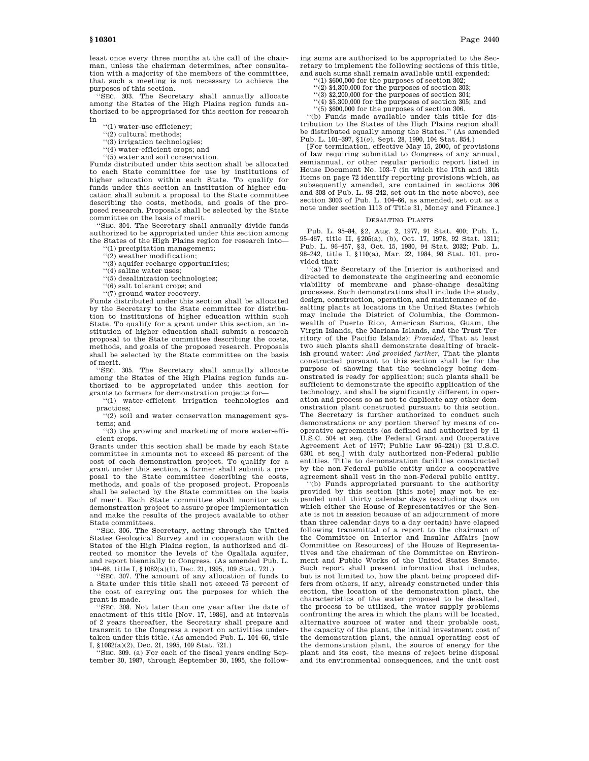least once every three months at the call of the chairman, unless the chairman determines, after consultation with a majority of the members of the committee, that such a meeting is not necessary to achieve the purposes of this section.

"SEC. 303. The Secretary shall annually allocate among the States of the High Plains region funds authorized to be appropriated for this section for research in—

"(1) water-use efficiency;

"(2) cultural methods;

"(3) irrigation technologies;

"(4) water-efficient crops; and

"(5) water and soil conservation.

Funds distributed under this section shall be allocated to each State committee for use by institutions of higher education within each State. To qualify for funds under this section an institution of higher education shall submit a proposal to the State committee describing the costs, methods, and goals of the proposed research. Proposals shall be selected by the State committee on the basis of merit.

"SEC. 304. The Secretary shall annually divide funds authorized to be appropriated under this section among the States of the High Plains region for research into—

"(1) precipitation management;

"(2) weather modification;

"(3) aquifer recharge opportunities;

"(4) saline water uses;

"(5) desalinization technologies;

"(6) salt tolerant crops; and

"(7) ground water recovery.

Funds distributed under this section shall be allocated by the Secretary to the State committee for distribution to institutions of higher education within such State. To qualify for a grant under this section, an institution of higher education shall submit a research proposal to the State committee describing the costs, methods, and goals of the proposed research. Proposals shall be selected by the State committee on the basis of merit.

"SEC. 305. The Secretary shall annually allocate among the States of the High Plains region funds authorized to be appropriated under this section for grants to farmers for demonstration projects for—

"(1) water-efficient irrigation technologies and practices;

"(2) soil and water conservation management systems; and

"(3) the growing and marketing of more water-efficient crops.

Grants under this section shall be made by each State committee in amounts not to exceed 85 percent of the cost of each demonstration project. To qualify for a grant under this section, a farmer shall submit a proposal to the State committee describing the costs, methods, and goals of the proposed project. Proposals shall be selected by the State committee on the basis of merit. Each State committee shall monitor each demonstration project to assure proper implementation and make the results of the project available to other State committees.

"SEC. 306. The Secretary, acting through the United States Geological Survey and in cooperation with the States of the High Plains region, is authorized and directed to monitor the levels of the Ogallala aquifer, and report biennially to Congress. (As amended Pub. L. 104–66, title I, §1082(a)(1), Dec. 21, 1995, 109 Stat. 721.)

"SEC. 307. The amount of any allocation of funds to a State under this title shall not exceed 75 percent of the cost of carrying out the purposes for which the grant is made.

"SEC. 308. Not later than one year after the date of enactment of this title [Nov. 17, 1986], and at intervals of 2 years thereafter, the Secretary shall prepare and transmit to the Congress a report on activities undertaken under this title. (As amended Pub. L. 104–66, title I, §1082(a)(2), Dec. 21, 1995, 109 Stat. 721.)

"SEC. 309. (a) For each of the fiscal years ending September 30, 1987, through September 30, 1995, the following sums are authorized to be appropriated to the Secretary to implement the following sections of this title, and such sums shall remain available until expended:

"(1) $600,000 for the purposes of section 302;

"(2) $4,300,000 for the purposes of section 303;

"(3) $2,200,000 for the purposes of section 304;

"(4) $5,300,000 for the purposes of section 305; and

"(5) $600,000 for the purposes of section 306.

"(b) Funds made available under this title for distribution to the States of the High Plains region shall be distributed equally among the States." (As amended Pub. L. 101–397, §1(*o*), Sept. 28, 1990, 104 Stat. 854.)

[For termination, effective May 15, 2000, of provisions of law requiring submittal to Congress of any annual, semiannual, or other regular periodic report listed in House Document No. 103–7 (in which the 17th and 18th items on page 72 identify reporting provisions which, as subsequently amended, are contained in sections 306 and 308 of Pub. L. 98–242, set out in the note above), see section 3003 of Pub. L. 104–66, as amended, set out as a note under section 1113 of Title 31, Money and Finance.]

### DESALTING PLANTS

Pub. L. 95–84, §2, Aug. 2, 1977, 91 Stat. 400; Pub. L. 95–467, title II, §205(a), (b), Oct. 17, 1978, 92 Stat. 1311; Pub. L. 96–457, §3, Oct. 15, 1980, 94 Stat. 2032; Pub. L. 98–242, title I, §110(a), Mar. 22, 1984, 98 Stat. 101, provided that:

"(a) The Secretary of the Interior is authorized and directed to demonstrate the engineering and economic viability of membrane and phase-change desalting processes. Such demonstrations shall include the study, design, construction, operation, and maintenance of desalting plants at locations in the United States (which may include the District of Columbia, the Commonwealth of Puerto Rico, American Samoa, Guam, the Virgin Islands, the Mariana Islands, and the Trust Territory of the Pacific Islands): *Provided*, That at least two such plants shall demonstrate desalting of brackish ground water: *And provided further*, That the plants constructed pursuant to this section shall be for the purpose of showing that the technology being demonstrated is ready for application; such plants shall be sufficient to demonstrate the specific application of the technology, and shall be significantly different in operation and process so as not to duplicate any other demonstration plant constructed pursuant to this section. The Secretary is further authorized to conduct such demonstrations or any portion thereof by means of cooperative agreements (as defined and authorized by 41 U.S.C. 504 et seq. (the Federal Grant and Cooperative Agreement Act of 1977; Public Law 95–224)) [31 U.S.C. 6301 et seq.] with duly authorized non-Federal public entities. Title to demonstration facilities constructed by the non-Federal public entity under a cooperative agreement shall vest in the non-Federal public entity.

"(b) Funds appropriated pursuant to the authority provided by this section [this note] may not be expended until thirty calendar days (excluding days on which either the House of Representatives or the Senate is not in session because of an adjournment of more than three calendar days to a day certain) have elapsed following transmittal of a report to the chairman of the Committee on Interior and Insular Affairs [now Committee on Resources] of the House of Representatives and the chairman of the Committee on Environment and Public Works of the United States Senate. Such report shall present information that includes, but is not limited to, how the plant being proposed differs from others, if any, already constructed under this section, the location of the demonstration plant, the characteristics of the water proposed to be desalted, the process to be utilized, the water supply problems confronting the area in which the plant will be located, alternative sources of water and their probable cost, the capacity of the plant, the initial investment cost of the demonstration plant, the annual operating cost of the demonstration plant, the source of energy for the plant and its cost, the means of reject brine disposal and its environmental consequences, and the unit cost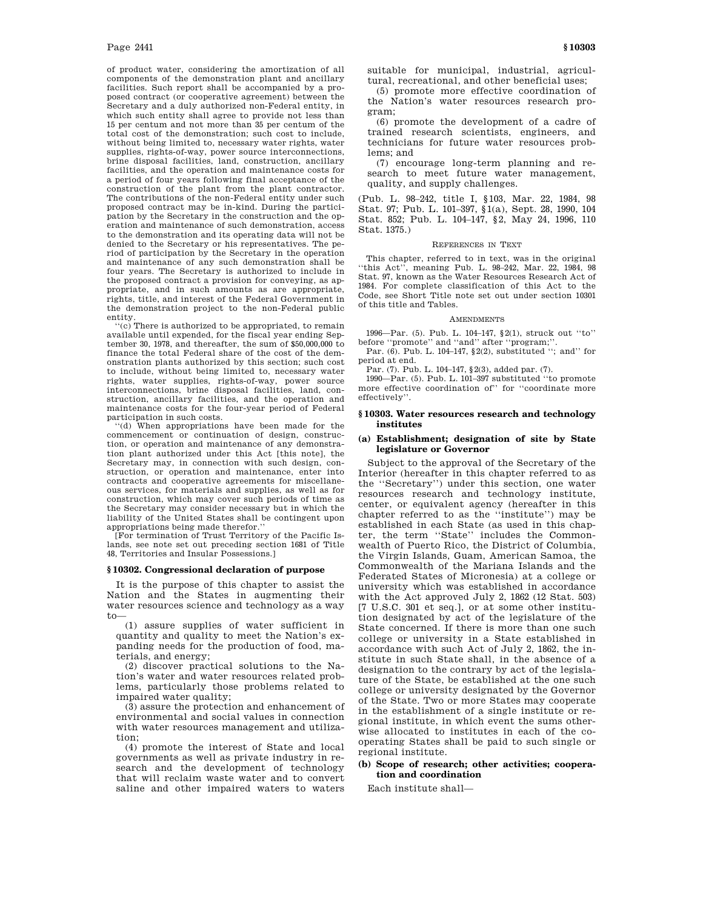of product water, considering the amortization of all components of the demonstration plant and ancillary facilities. Such report shall be accompanied by a proposed contract (or cooperative agreement) between the Secretary and a duly authorized non-Federal entity, in which such entity shall agree to provide not less than 15 per centum and not more than 35 per centum of the total cost of the demonstration; such cost to include, without being limited to, necessary water rights, water supplies, rights-of-way, power source interconnections, brine disposal facilities, land, construction, ancillary facilities, and the operation and maintenance costs for a period of four years following final acceptance of the construction of the plant from the plant contractor. The contributions of the non-Federal entity under such proposed contract may be in-kind. During the participation by the Secretary in the construction and the operation and maintenance of such demonstration, access to the demonstration and its operating data will not be denied to the Secretary or his representatives. The period of participation by the Secretary in the operation and maintenance of any such demonstration shall be four years. The Secretary is authorized to include in the proposed contract a provision for conveying, as appropriate, and in such amounts as are appropriate, rights, title, and interest of the Federal Government in the demonstration project to the non-Federal public entity.

"(c) There is authorized to be appropriated, to remain available until expended, for the fiscal year ending September 30, 1978, and thereafter, the sum of $50,000,000 to finance the total Federal share of the cost of the demonstration plants authorized by this section; such cost to include, without being limited to, necessary water rights, water supplies, rights-of-way, power source interconnections, brine disposal facilities, land, construction, ancillary facilities, and the operation and maintenance costs for the four-year period of Federal participation in such costs.

"(d) When appropriations have been made for the commencement or continuation of design, construction, or operation and maintenance of any demonstration plant authorized under this Act [this note], the Secretary may, in connection with such design, construction, or operation and maintenance, enter into contracts and cooperative agreements for miscellaneous services, for materials and supplies, as well as for construction, which may cover such periods of time as the Secretary may consider necessary but in which the liability of the United States shall be contingent upon appropriations being made therefor."

[For termination of Trust Territory of the Pacific Islands, see note set out preceding section 1681 of Title 48, Territories and Insular Possessions.]

### § 10302. Congressional declaration of purpose

It is the purpose of this chapter to assist the Nation and the States in augmenting their water resources science and technology as a way to—

(1) assure supplies of water sufficient in quantity and quality to meet the Nation's expanding needs for the production of food, materials, and energy;

(2) discover practical solutions to the Nation's water and water resources related problems, particularly those problems related to impaired water quality;

(3) assure the protection and enhancement of environmental and social values in connection with water resources management and utilization;

(4) promote the interest of State and local governments as well as private industry in research and the development of technology that will reclaim waste water and to convert saline and other impaired waters to waters suitable for municipal, industrial, agricultural, recreational, and other beneficial uses;

(5) promote more effective coordination of the Nation's water resources research program;

(6) promote the development of a cadre of trained research scientists, engineers, and technicians for future water resources problems; and

(7) encourage long-term planning and research to meet future water management, quality, and supply challenges.

(Pub. L. 98–242, title I, § 103, Mar. 22, 1984, 98 Stat. 97; Pub. L. 101–397, § 1(a), Sept. 28, 1990, 104 Stat. 852; Pub. L. 104–147, § 2, May 24, 1996, 110 Stat. 1375.)

#### References in Text

This chapter, referred to in text, was in the original "this Act", meaning Pub. L. 98–242, Mar. 22, 1984, 98 Stat. 97, known as the Water Resources Research Act of 1984. For complete classification of this Act to the Code, see Short Title note set out under section 10301 of this title and Tables.

#### Amendments

1996—Par. (5). Pub. L. 104–147, § 2(1), struck out "to" before "promote" and "and" after "program;".

Par. (6). Pub. L. 104–147, § 2(2), substituted "; and" for period at end.

Par. (7). Pub. L. 104–147, § 2(3), added par. (7).

1990—Par. (5). Pub. L. 101–397 substituted "to promote more effective coordination of" for "coordinate more effectively".

### § 10303. Water resources research and technology institutes

#### (a) Establishment; designation of site by State legislature or Governor

Subject to the approval of the Secretary of the Interior (hereafter in this chapter referred to as the "Secretary") under this section, one water resources research and technology institute, center, or equivalent agency (hereafter in this chapter referred to as the "institute") may be established in each State (as used in this chapter, the term "State" includes the Commonwealth of Puerto Rico, the District of Columbia, the Virgin Islands, Guam, American Samoa, the Commonwealth of the Mariana Islands and the Federated States of Micronesia) at a college or university which was established in accordance with the Act approved July 2, 1862 (12 Stat. 503) [7 U.S.C. 301 et seq.], or at some other institution designated by act of the legislature of the State concerned. If there is more than one such college or university in a State established in accordance with such Act of July 2, 1862, the institute in such State shall, in the absence of a designation to the contrary by act of the legislature of the State, be established at the one such college or university designated by the Governor of the State. Two or more States may cooperate in the establishment of a single institute or regional institute, in which event the sums otherwise allocated to institutes in each of the cooperating States shall be paid to such single or regional institute.

#### (b) Scope of research; other activities; cooperation and coordination

Each institute shall—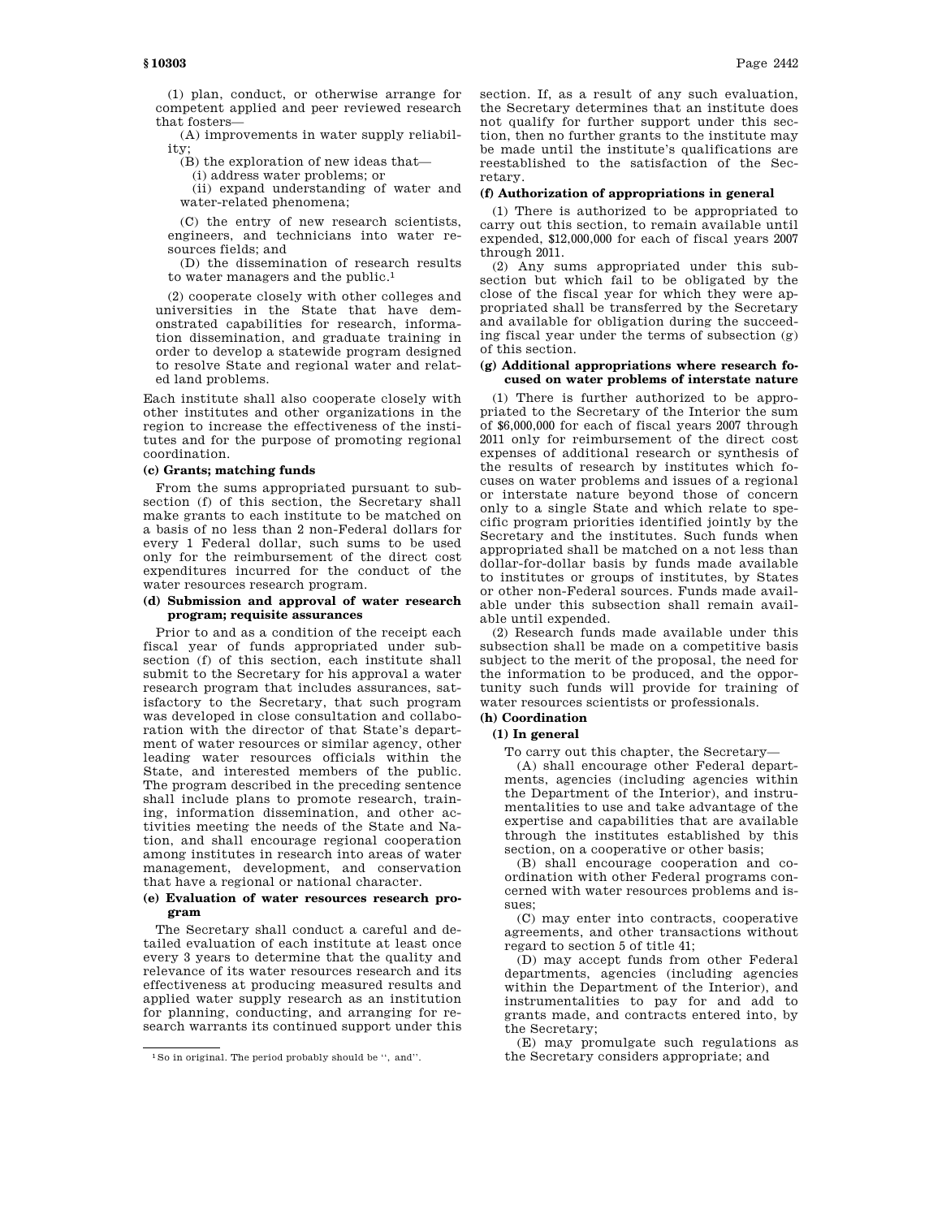(1) plan, conduct, or otherwise arrange for competent applied and peer reviewed research that fosters—

(A) improvements in water supply reliability;

(B) the exploration of new ideas that—

(i) address water problems; or

(ii) expand understanding of water and water-related phenomena;

(C) the entry of new research scientists, engineers, and technicians into water resources fields; and

(D) the dissemination of research results to water managers and the public.[1]

(2) cooperate closely with other colleges and universities in the State that have demonstrated capabilities for research, information dissemination, and graduate training in order to develop a statewide program designed to resolve State and regional water and related land problems.

Each institute shall also cooperate closely with other institutes and other organizations in the region to increase the effectiveness of the institutes and for the purpose of promoting regional coordination.

**(c) Grants; matching funds**

From the sums appropriated pursuant to subsection (f) of this section, the Secretary shall make grants to each institute to be matched on a basis of no less than 2 non-Federal dollars for every 1 Federal dollar, such sums to be used only for the reimbursement of the direct cost expenditures incurred for the conduct of the water resources research program.

**(d) Submission and approval of water research program; requisite assurances**

Prior to and as a condition of the receipt each fiscal year of funds appropriated under subsection (f) of this section, each institute shall submit to the Secretary for his approval a water research program that includes assurances, satisfactory to the Secretary, that such program was developed in close consultation and collaboration with the director of that State's department of water resources or similar agency, other leading water resources officials within the State, and interested members of the public. The program described in the preceding sentence shall include plans to promote research, training, information dissemination, and other activities meeting the needs of the State and Nation, and shall encourage regional cooperation among institutes in research into areas of water management, development, and conservation that have a regional or national character.

**(e) Evaluation of water resources research program**

The Secretary shall conduct a careful and detailed evaluation of each institute at least once every 3 years to determine that the quality and relevance of its water resources research and its effectiveness at producing measured results and applied water supply research as an institution for planning, conducting, and arranging for research warrants its continued support under this section. If, as a result of any such evaluation, the Secretary determines that an institute does not qualify for further support under this section, then no further grants to the institute may be made until the institute's qualifications are reestablished to the satisfaction of the Secretary.

**(f) Authorization of appropriations in general**

(1) There is authorized to be appropriated to carry out this section, to remain available until expended, $12,000,000 for each of fiscal years 2007 through 2011.

(2) Any sums appropriated under this subsection but which fail to be obligated by the close of the fiscal year for which they were appropriated shall be transferred by the Secretary and available for obligation during the succeeding fiscal year under the terms of subsection (g) of this section.

**(g) Additional appropriations where research focused on water problems of interstate nature**

(1) There is further authorized to be appropriated to the Secretary of the Interior the sum of $6,000,000 for each of fiscal years 2007 through 2011 only for reimbursement of the direct cost expenses of additional research or synthesis of the results of research by institutes which focuses on water problems and issues of a regional or interstate nature beyond those of concern only to a single State and which relate to specific program priorities identified jointly by the Secretary and the institutes. Such funds when appropriated shall be matched on a not less than dollar-for-dollar basis by funds made available to institutes or groups of institutes, by States or other non-Federal sources. Funds made available under this subsection shall remain available until expended.

(2) Research funds made available under this subsection shall be made on a competitive basis subject to the merit of the proposal, the need for the information to be produced, and the opportunity such funds will provide for training of water resources scientists or professionals.

**(h) Coordination**

**(1) In general**

To carry out this chapter, the Secretary—

(A) shall encourage other Federal departments, agencies (including agencies within the Department of the Interior), and instrumentalities to use and take advantage of the expertise and capabilities that are available through the institutes established by this section, on a cooperative or other basis;

(B) shall encourage cooperation and coordination with other Federal programs concerned with water resources problems and issues;

(C) may enter into contracts, cooperative agreements, and other transactions without regard to section 5 of title 41;

(D) may accept funds from other Federal departments, agencies (including agencies within the Department of the Interior), and instrumentalities to pay for and add to grants made, and contracts entered into, by the Secretary;

(E) may promulgate such regulations as the Secretary considers appropriate; and

---

[1] So in original. The period probably should be ", and".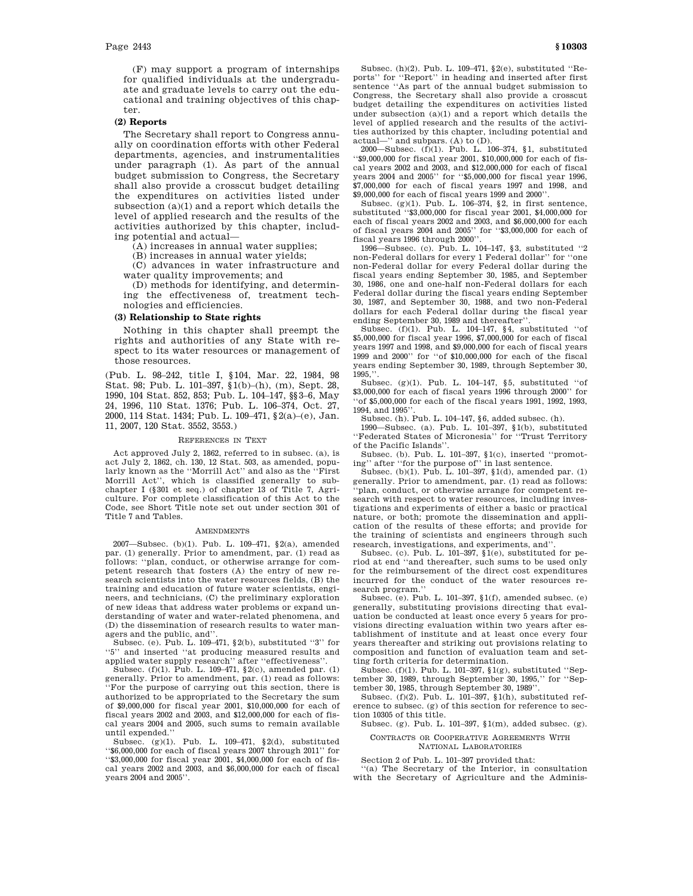(F) may support a program of internships for qualified individuals at the undergraduate and graduate levels to carry out the educational and training objectives of this chapter.

**(2) Reports**

The Secretary shall report to Congress annually on coordination efforts with other Federal departments, agencies, and instrumentalities under paragraph (1). As part of the annual budget submission to Congress, the Secretary shall also provide a crosscut budget detailing the expenditures on activities listed under subsection (a)(1) and a report which details the level of applied research and the results of the activities authorized by this chapter, including potential and actual—

(A) increases in annual water supplies;

(B) increases in annual water yields;

(C) advances in water infrastructure and water quality improvements; and

(D) methods for identifying, and determining the effectiveness of, treatment technologies and efficiencies.

**(3) Relationship to State rights**

Nothing in this chapter shall preempt the rights and authorities of any State with respect to its water resources or management of those resources.

(Pub. L. 98–242, title I, §104, Mar. 22, 1984, 98 Stat. 98; Pub. L. 101–397, §1(b)–(h), (m), Sept. 28, 1990, 104 Stat. 852, 853; Pub. L. 104–147, §§3–6, May 24, 1996, 110 Stat. 1376; Pub. L. 106–374, Oct. 27, 2000, 114 Stat. 1434; Pub. L. 109–471, §2(a)–(e), Jan. 11, 2007, 120 Stat. 3552, 3553.)

REFERENCES IN TEXT

Act approved July 2, 1862, referred to in subsec. (a), is act July 2, 1862, ch. 130, 12 Stat. 503, as amended, popularly known as the "Morrill Act" and also as the "First Morrill Act", which is classified generally to subchapter I (§301 et seq.) of chapter 13 of Title 7, Agriculture. For complete classification of this Act to the Code, see Short Title note set out under section 301 of Title 7 and Tables.

AMENDMENTS

2007—Subsec. (b)(1). Pub. L. 109–471, §2(a), amended par. (1) generally. Prior to amendment, par. (1) read as follows: "plan, conduct, or otherwise arrange for competent research that fosters (A) the entry of new research scientists into the water resources fields, (B) the training and education of future water scientists, engineers, and technicians, (C) the preliminary exploration of new ideas that address water problems or expand understanding of water and water-related phenomena, and (D) the dissemination of research results to water managers and the public, and".

Subsec. (e). Pub. L. 109–471, §2(b), substituted "3" for "5" and inserted "at producing measured results and applied water supply research" after "effectiveness".

Subsec. (f)(1). Pub. L. 109–471, §2(c), amended par. (1) generally. Prior to amendment, par. (1) read as follows: "For the purpose of carrying out this section, there is authorized to be appropriated to the Secretary the sum of $9,000,000 for fiscal year 2001, $10,000,000 for each of fiscal years 2002 and 2003, and $12,000,000 for each of fiscal years 2004 and 2005, such sums to remain available until expended."

Subsec. (g)(1). Pub. L. 109–471, §2(d), substituted "$6,000,000 for each of fiscal years 2007 through 2011" for "$3,000,000 for fiscal year 2001, $4,000,000 for each of fiscal years 2002 and 2003, and $6,000,000 for each of fiscal years 2004 and 2005".

Subsec. (h)(2). Pub. L. 109–471, §2(e), substituted "Reports" for "Report" in heading and inserted after first sentence "As part of the annual budget submission to Congress, the Secretary shall also provide a crosscut budget detailing the expenditures on activities listed under subsection (a)(1) and a report which details the level of applied research and the results of the activities authorized by this chapter, including potential and actual—" and subpars. (A) to (D).

2000—Subsec. (f)(1). Pub. L. 106–374, §1, substituted "$9,000,000 for fiscal year 2001, $10,000,000 for each of fiscal years 2002 and 2003, and $12,000,000 for each of fiscal years 2004 and 2005" for "$5,000,000 for fiscal year 1996, $7,000,000 for each of fiscal years 1997 and 1998, and $9,000,000 for each of fiscal years 1999 and 2000".

Subsec. (g)(1). Pub. L. 106–374, §2, in first sentence, substituted "$3,000,000 for fiscal year 2001, $4,000,000 for each of fiscal years 2002 and 2003, and $6,000,000 for each of fiscal years 2004 and 2005" for "$3,000,000 for each of fiscal years 1996 through 2000".

1996—Subsec. (c). Pub. L. 104–147, §3, substituted "2 non-Federal dollars for every 1 Federal dollar" for "one non-Federal dollar for every Federal dollar during the fiscal years ending September 30, 1985, and September 30, 1986, one and one-half non-Federal dollars for each Federal dollar during the fiscal years ending September 30, 1987, and September 30, 1988, and two non-Federal dollars for each Federal dollar during the fiscal year ending September 30, 1989 and thereafter".

Subsec. (f)(1). Pub. L. 104–147, §4, substituted "of $5,000,000 for fiscal year 1996, $7,000,000 for each of fiscal years 1997 and 1998, and $9,000,000 for each of fiscal years 1999 and 2000" for "of $10,000,000 for each of the fiscal years ending September 30, 1989, through September 30, 1995,".

Subsec. (g)(1). Pub. L. 104–147, §5, substituted "of $3,000,000 for each of fiscal years 1996 through 2000" for "of $5,000,000 for each of the fiscal years 1991, 1992, 1993, 1994, and 1995".

Subsec. (h). Pub. L. 104–147, §6, added subsec. (h).

1990—Subsec. (a). Pub. L. 101–397, §1(b), substituted "Federated States of Micronesia" for "Trust Territory of the Pacific Islands".

Subsec. (b). Pub. L. 101–397, §1(c), inserted "promoting" after "for the purpose of" in last sentence.

Subsec. (b)(1). Pub. L. 101–397, §1(d), amended par. (1) generally. Prior to amendment, par. (1) read as follows: "plan, conduct, or otherwise arrange for competent research with respect to water resources, including investigations and experiments of either a basic or practical nature, or both; promote the dissemination and application of the results of these efforts; and provide for the training of scientists and engineers through such research, investigations, and experiments, and".

Subsec. (c). Pub. L. 101–397, §1(e), substituted for period at end "and thereafter, such sums to be used only for the reimbursement of the direct cost expenditures incurred for the conduct of the water resources research program."

Subsec. (e). Pub. L. 101–397, §1(f), amended subsec. (e) generally, substituting provisions directing that evaluation be conducted at least once every 5 years for provisions directing evaluation within two years after establishment of institute and at least once every four years thereafter and striking out provisions relating to composition and function of evaluation team and setting forth criteria for determination.

Subsec. (f)(1). Pub. L. 101–397, §1(g), substituted "September 30, 1989, through September 30, 1995," for "September 30, 1985, through September 30, 1989".

Subsec. (f)(2). Pub. L. 101–397, §1(h), substituted reference to subsec. (g) of this section for reference to section 10305 of this title.

Subsec. (g). Pub. L. 101–397, §1(m), added subsec. (g).

CONTRACTS OR COOPERATIVE AGREEMENTS WITH NATIONAL LABORATORIES

Section 2 of Pub. L. 101–397 provided that:

"(a) The Secretary of the Interior, in consultation with the Secretary of Agriculture and the Adminis-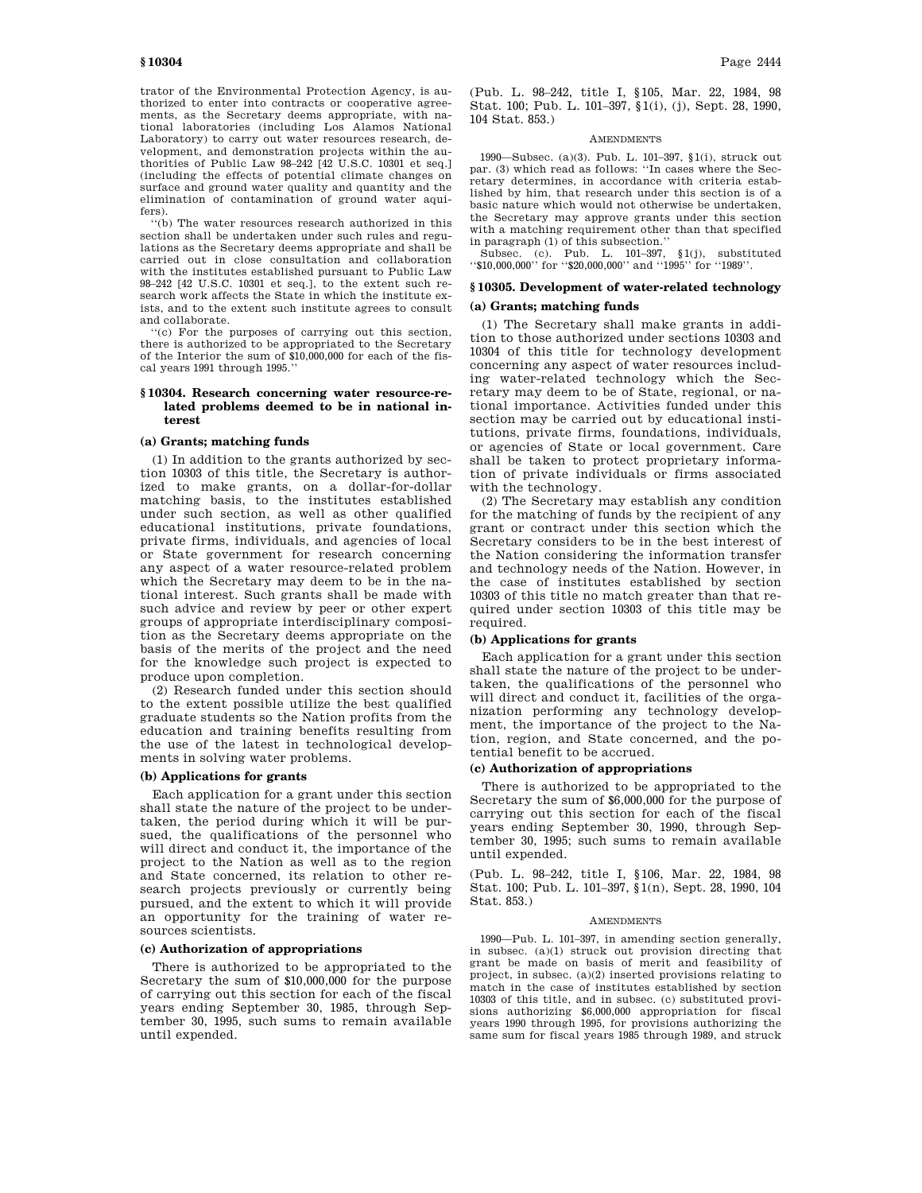trator of the Environmental Protection Agency, is authorized to enter into contracts or cooperative agreements, as the Secretary deems appropriate, with national laboratories (including Los Alamos National Laboratory) to carry out water resources research, development, and demonstration projects within the authorities of Public Law 98–242 [42 U.S.C. 10301 et seq.] (including the effects of potential climate changes on surface and ground water quality and quantity and the elimination of contamination of ground water aquifers).

''(b) The water resources research authorized in this section shall be undertaken under such rules and regulations as the Secretary deems appropriate and shall be carried out in close consultation and collaboration with the institutes established pursuant to Public Law 98–242 [42 U.S.C. 10301 et seq.], to the extent such research work affects the State in which the institute exists, and to the extent such institute agrees to consult and collaborate.

''(c) For the purposes of carrying out this section, there is authorized to be appropriated to the Secretary of the Interior the sum of $10,000,000 for each of the fiscal years 1991 through 1995.''

## § 10304. Research concerning water resource-related problems deemed to be in national interest

### (a) Grants; matching funds

(1) In addition to the grants authorized by section 10303 of this title, the Secretary is authorized to make grants, on a dollar-for-dollar matching basis, to the institutes established under such section, as well as other qualified educational institutions, private foundations, private firms, individuals, and agencies of local or State government for research concerning any aspect of a water resource-related problem which the Secretary may deem to be in the national interest. Such grants shall be made with such advice and review by peer or other expert groups of appropriate interdisciplinary composition as the Secretary deems appropriate on the basis of the merits of the project and the need for the knowledge such project is expected to produce upon completion.

(2) Research funded under this section should to the extent possible utilize the best qualified graduate students so the Nation profits from the education and training benefits resulting from the use of the latest in technological developments in solving water problems.

### (b) Applications for grants

Each application for a grant under this section shall state the nature of the project to be undertaken, the period during which it will be pursued, the qualifications of the personnel who will direct and conduct it, the importance of the project to the Nation as well as to the region and State concerned, its relation to other research projects previously or currently being pursued, and the extent to which it will provide an opportunity for the training of water resources scientists.

### (c) Authorization of appropriations

There is authorized to be appropriated to the Secretary the sum of $10,000,000 for the purpose of carrying out this section for each of the fiscal years ending September 30, 1985, through September 30, 1995, such sums to remain available until expended.

(Pub. L. 98–242, title I, §105, Mar. 22, 1984, 98 Stat. 100; Pub. L. 101–397, §1(i), (j), Sept. 28, 1990, 104 Stat. 853.)

AMENDMENTS

1990—Subsec. (a)(3). Pub. L. 101–397, §1(i), struck out par. (3) which read as follows: ''In cases where the Secretary determines, in accordance with criteria established by him, that research under this section is of a basic nature which would not otherwise be undertaken, the Secretary may approve grants under this section with a matching requirement other than that specified in paragraph (1) of this subsection.''

Subsec. (c). Pub. L. 101–397, §1(j), substituted ''$10,000,000'' for ''$20,000,000'' and ''1995'' for ''1989''.

## § 10305. Development of water-related technology

### (a) Grants; matching funds

(1) The Secretary shall make grants in addition to those authorized under sections 10303 and 10304 of this title for technology development concerning any aspect of water resources including water-related technology which the Secretary may deem to be of State, regional, or national importance. Activities funded under this section may be carried out by educational institutions, private firms, foundations, individuals, or agencies of State or local government. Care shall be taken to protect proprietary information of private individuals or firms associated with the technology.

(2) The Secretary may establish any condition for the matching of funds by the recipient of any grant or contract under this section which the Secretary considers to be in the best interest of the Nation considering the information transfer and technology needs of the Nation. However, in the case of institutes established by section 10303 of this title no match greater than that required under section 10303 of this title may be required.

### (b) Applications for grants

Each application for a grant under this section shall state the nature of the project to be undertaken, the qualifications of the personnel who will direct and conduct it, facilities of the organization performing any technology development, the importance of the project to the Nation, region, and State concerned, and the potential benefit to be accrued.

### (c) Authorization of appropriations

There is authorized to be appropriated to the Secretary the sum of $6,000,000 for the purpose of carrying out this section for each of the fiscal years ending September 30, 1990, through September 30, 1995; such sums to remain available until expended.

(Pub. L. 98–242, title I, §106, Mar. 22, 1984, 98 Stat. 100; Pub. L. 101–397, §1(n), Sept. 28, 1990, 104 Stat. 853.)

AMENDMENTS

1990—Pub. L. 101–397, in amending section generally, in subsec. (a)(1) struck out provision directing that grant be made on basis of merit and feasibility of project, in subsec. (a)(2) inserted provisions relating to match in the case of institutes established by section 10303 of this title, and in subsec. (c) substituted provisions authorizing $6,000,000 appropriation for fiscal years 1990 through 1995, for provisions authorizing the same sum for fiscal years 1985 through 1989, and struck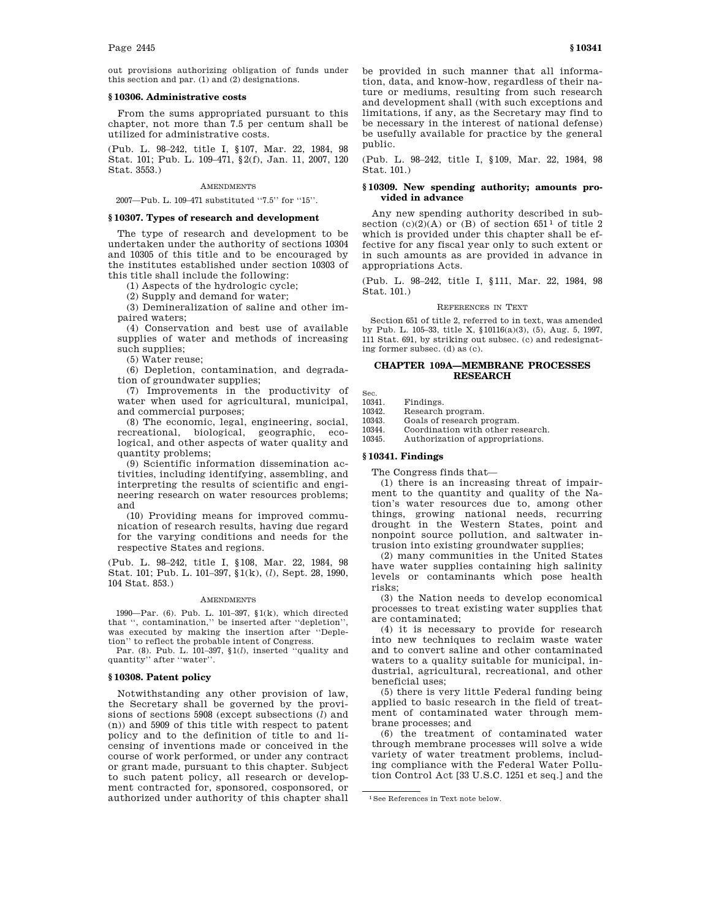out provisions authorizing obligation of funds under this section and par. (1) and (2) designations.

### § 10306. Administrative costs

From the sums appropriated pursuant to this chapter, not more than 7.5 per centum shall be utilized for administrative costs.

(Pub. L. 98–242, title I, § 107, Mar. 22, 1984, 98 Stat. 101; Pub. L. 109–471, § 2(f), Jan. 11, 2007, 120 Stat. 3553.)

AMENDMENTS

2007—Pub. L. 109–471 substituted ''7.5'' for ''15''.

### § 10307. Types of research and development

The type of research and development to be undertaken under the authority of sections 10304 and 10305 of this title and to be encouraged by the institutes established under section 10303 of this title shall include the following:

(1) Aspects of the hydrologic cycle;

(2) Supply and demand for water;

(3) Demineralization of saline and other impaired waters;

(4) Conservation and best use of available supplies of water and methods of increasing such supplies;

(5) Water reuse;

(6) Depletion, contamination, and degradation of groundwater supplies;

(7) Improvements in the productivity of water when used for agricultural, municipal, and commercial purposes;

(8) The economic, legal, engineering, social, recreational, biological, geographic, ecological, and other aspects of water quality and quantity problems;

(9) Scientific information dissemination activities, including identifying, assembling, and interpreting the results of scientific and engineering research on water resources problems; and

(10) Providing means for improved communication of research results, having due regard for the varying conditions and needs for the respective States and regions.

(Pub. L. 98–242, title I, § 108, Mar. 22, 1984, 98 Stat. 101; Pub. L. 101–397, § 1(k), (*l*), Sept. 28, 1990, 104 Stat. 853.)

AMENDMENTS

1990—Par. (6). Pub. L. 101–397, § 1(k), which directed that '', contamination,'' be inserted after ''depletion'', was executed by making the insertion after ''Depletion'' to reflect the probable intent of Congress.

Par. (8). Pub. L. 101–397, § 1(*l*), inserted ''quality and quantity'' after ''water''.

### § 10308. Patent policy

Notwithstanding any other provision of law, the Secretary shall be governed by the provisions of sections 5908 (except subsections (*l*) and (n)) and 5909 of this title with respect to patent policy and to the definition of title to and licensing of inventions made or conceived in the course of work performed, or under any contract or grant made, pursuant to this chapter. Subject to such patent policy, all research or development contracted for, sponsored, cosponsored, or authorized under authority of this chapter shall be provided in such manner that all information, data, and know-how, regardless of their nature or mediums, resulting from such research and development shall (with such exceptions and limitations, if any, as the Secretary may find to be necessary in the interest of national defense) be usefully available for practice by the general public.

(Pub. L. 98–242, title I, § 109, Mar. 22, 1984, 98 Stat. 101.)

### § 10309. New spending authority; amounts provided in advance

Any new spending authority described in subsection (c)(2)(A) or (B) of section 651[1] of title 2 which is provided under this chapter shall be effective for any fiscal year only to such extent or in such amounts as are provided in advance in appropriations Acts.

(Pub. L. 98–242, title I, § 111, Mar. 22, 1984, 98 Stat. 101.)

REFERENCES IN TEXT

Section 651 of title 2, referred to in text, was amended by Pub. L. 105–33, title X, § 10116(a)(3), (5), Aug. 5, 1997, 111 Stat. 691, by striking out subsec. (c) and redesignating former subsec. (d) as (c).

## CHAPTER 109A—MEMBRANE PROCESSES RESEARCH

| Sec. | |
|---|---|
| 10341. | Findings. |
| 10342. | Research program. |
| 10343. | Goals of research program. |
| 10344. | Coordination with other research. |
| 10345. | Authorization of appropriations. |

### § 10341. Findings

The Congress finds that—

(1) there is an increasing threat of impairment to the quantity and quality of the Nation's water resources due to, among other things, growing national needs, recurring drought in the Western States, point and nonpoint source pollution, and saltwater intrusion into existing groundwater supplies;

(2) many communities in the United States have water supplies containing high salinity levels or contaminants which pose health risks;

(3) the Nation needs to develop economical processes to treat existing water supplies that are contaminated;

(4) it is necessary to provide for research into new techniques to reclaim waste water and to convert saline and other contaminated waters to a quality suitable for municipal, industrial, agricultural, recreational, and other beneficial uses;

(5) there is very little Federal funding being applied to basic research in the field of treatment of contaminated water through membrane processes; and

(6) the treatment of contaminated water through membrane processes will solve a wide variety of water treatment problems, including compliance with the Federal Water Pollution Control Act [33 U.S.C. 1251 et seq.] and the

[1] See References in Text note below.